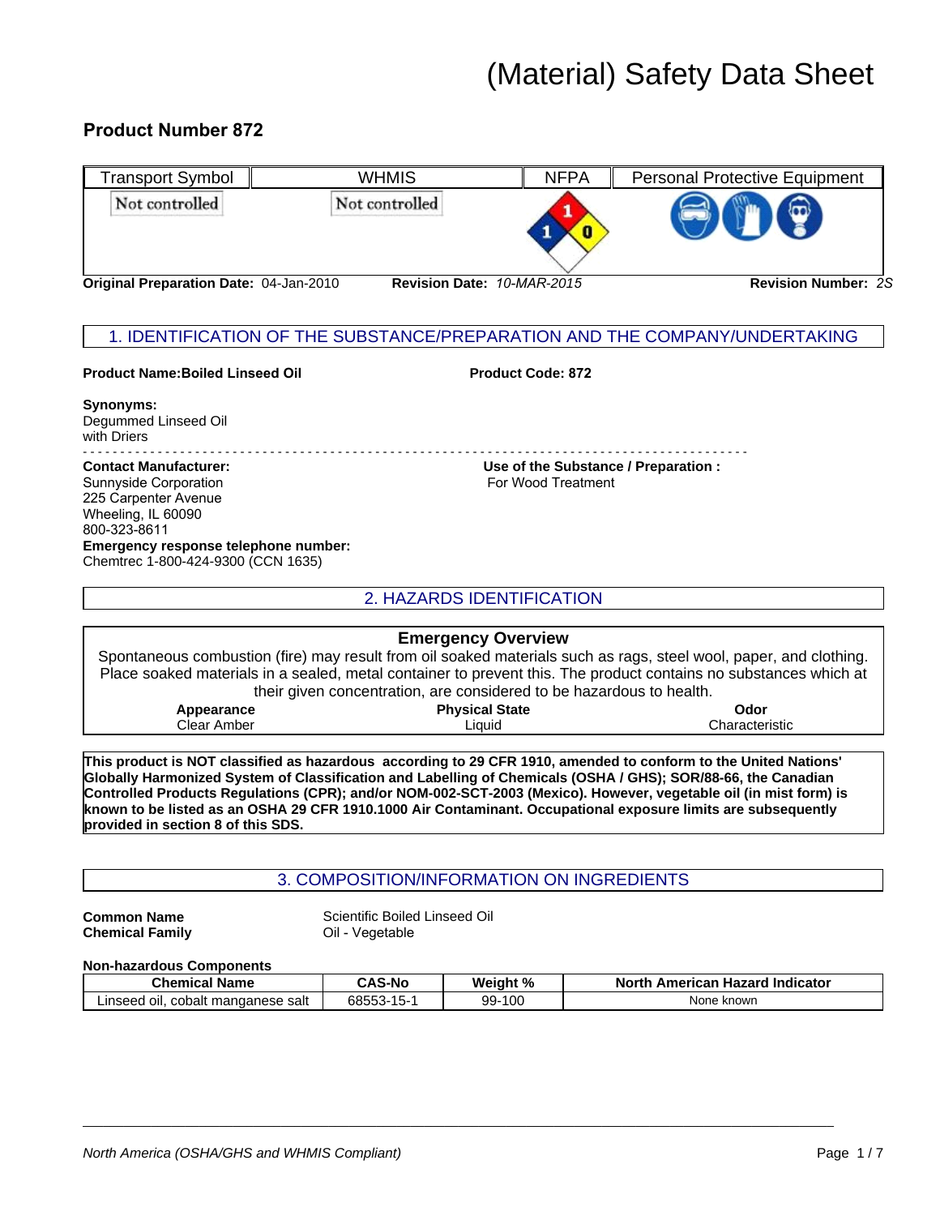# (Material) Safety Data Sheet

## Product Number 872

| Transport Symbol | WHMIS | NFPA | Personal Protective Equipment |
|---|---|---|---|
| Not controlled | Not controlled | 1 / 1 / 0 | |

**Original Preparation Date:** 04-Jan-2010 **Revision Date:** *10-MAR-2015* **Revision Number:** *2S*

## 1. IDENTIFICATION OF THE SUBSTANCE/PREPARATION AND THE COMPANY/UNDERTAKING

**Product Name:Boiled Linseed Oil** **Product Code: 872**

**Synonyms:**
Degummed Linseed Oil
with Driers

**Contact Manufacturer:**
Sunnyside Corporation
225 Carpenter Avenue
Wheeling, IL 60090
800-323-8611

**Use of the Substance / Preparation :**
For Wood Treatment

**Emergency response telephone number:**
Chemtrec 1-800-424-9300 (CCN 1635)

## 2. HAZARDS IDENTIFICATION

### Emergency Overview

Spontaneous combustion (fire) may result from oil soaked materials such as rags, steel wool, paper, and clothing. Place soaked materials in a sealed, metal container to prevent this. The product contains no substances which at their given concentration, are considered to be hazardous to health.

| Appearance | Physical State | Odor |
|---|---|---|
| Clear Amber | Liquid | Characteristic |

**This product is NOT classified as hazardous according to 29 CFR 1910, amended to conform to the United Nations' Globally Harmonized System of Classification and Labelling of Chemicals (OSHA / GHS); SOR/88-66, the Canadian Controlled Products Regulations (CPR); and/or NOM-002-SCT-2003 (Mexico). However, vegetable oil (in mist form) is known to be listed as an OSHA 29 CFR 1910.1000 Air Contaminant. Occupational exposure limits are subsequently provided in section 8 of this SDS.**

## 3. COMPOSITION/INFORMATION ON INGREDIENTS

**Common Name** Scientific Boiled Linseed Oil
**Chemical Family** Oil - Vegetable

**Non-hazardous Components**

| Chemical Name | CAS-No | Weight % | North American Hazard Indicator |
|---|---|---|---|
| Linseed oil, cobalt manganese salt | 68553-15-1 | 99-100 | None known |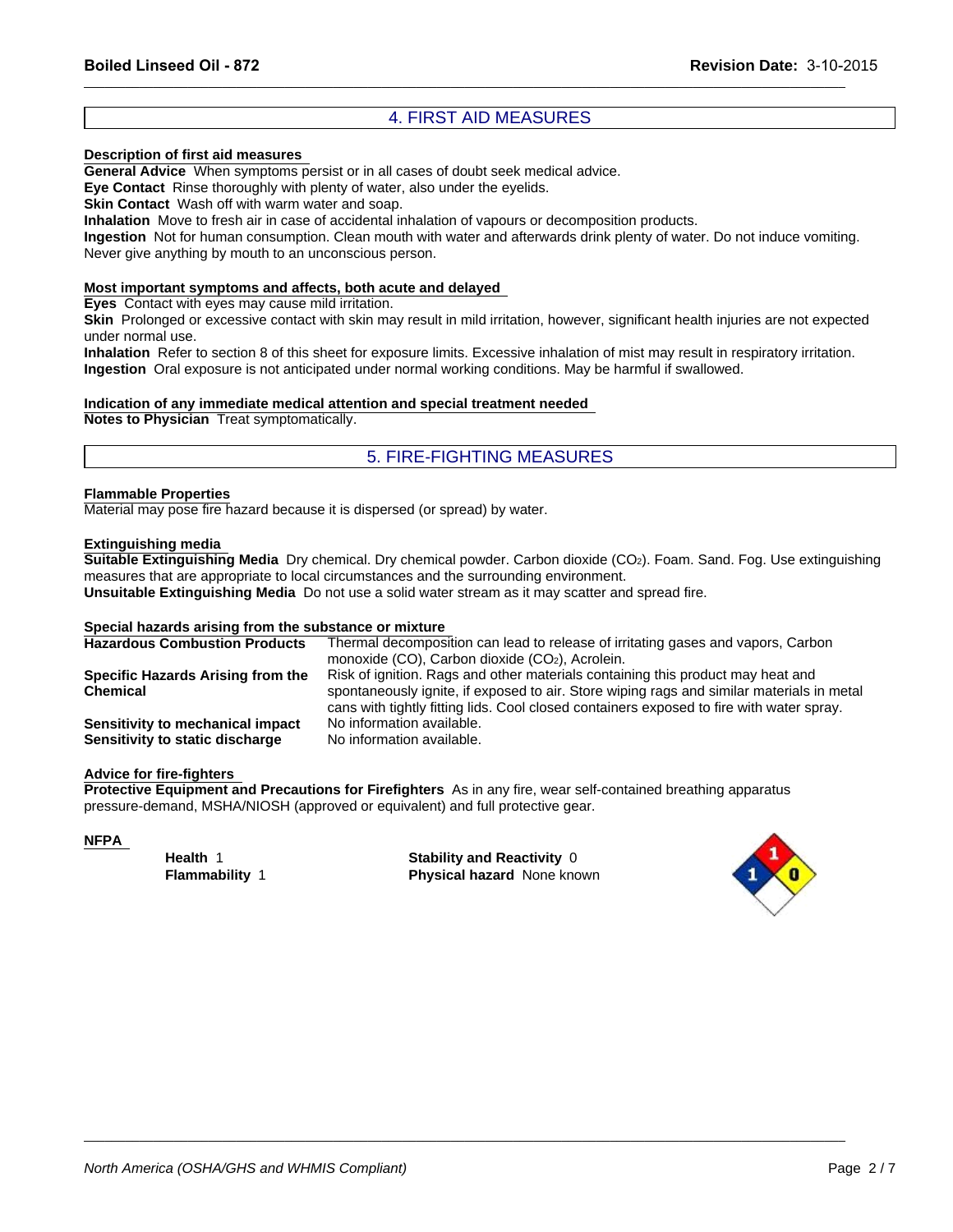## 4. FIRST AID MEASURES

**Description of first aid measures**

**General Advice** When symptoms persist or in all cases of doubt seek medical advice.
**Eye Contact** Rinse thoroughly with plenty of water, also under the eyelids.
**Skin Contact** Wash off with warm water and soap.
**Inhalation** Move to fresh air in case of accidental inhalation of vapours or decomposition products.
**Ingestion** Not for human consumption. Clean mouth with water and afterwards drink plenty of water. Do not induce vomiting. Never give anything by mouth to an unconscious person.

**Most important symptoms and affects, both acute and delayed**

**Eyes** Contact with eyes may cause mild irritation.
**Skin** Prolonged or excessive contact with skin may result in mild irritation, however, significant health injuries are not expected under normal use.
**Inhalation** Refer to section 8 of this sheet for exposure limits. Excessive inhalation of mist may result in respiratory irritation.
**Ingestion** Oral exposure is not anticipated under normal working conditions. May be harmful if swallowed.

**Indication of any immediate medical attention and special treatment needed**

**Notes to Physician** Treat symptomatically.

## 5. FIRE-FIGHTING MEASURES

**Flammable Properties**

Material may pose fire hazard because it is dispersed (or spread) by water.

**Extinguishing media**

**Suitable Extinguishing Media** Dry chemical. Dry chemical powder. Carbon dioxide ($CO_2$). Foam. Sand. Fog. Use extinguishing measures that are appropriate to local circumstances and the surrounding environment.
**Unsuitable Extinguishing Media** Do not use a solid water stream as it may scatter and spread fire.

**Special hazards arising from the substance or mixture**

| | |
|---|---|
| **Hazardous Combustion Products** | Thermal decomposition can lead to release of irritating gases and vapors, Carbon monoxide (CO), Carbon dioxide ($CO_2$), Acrolein. |
| **Specific Hazards Arising from the Chemical** | Risk of ignition. Rags and other materials containing this product may heat and spontaneously ignite, if exposed to air. Store wiping rags and similar materials in metal cans with tightly fitting lids. Cool closed containers exposed to fire with water spray. |
| **Sensitivity to mechanical impact** | No information available. |
| **Sensitivity to static discharge** | No information available. |

**Advice for fire-fighters**

**Protective Equipment and Precautions for Firefighters** As in any fire, wear self-contained breathing apparatus pressure-demand, MSHA/NIOSH (approved or equivalent) and full protective gear.

**NFPA**

**Health** 1
**Flammability** 1
**Stability and Reactivity** 0
**Physical hazard** None known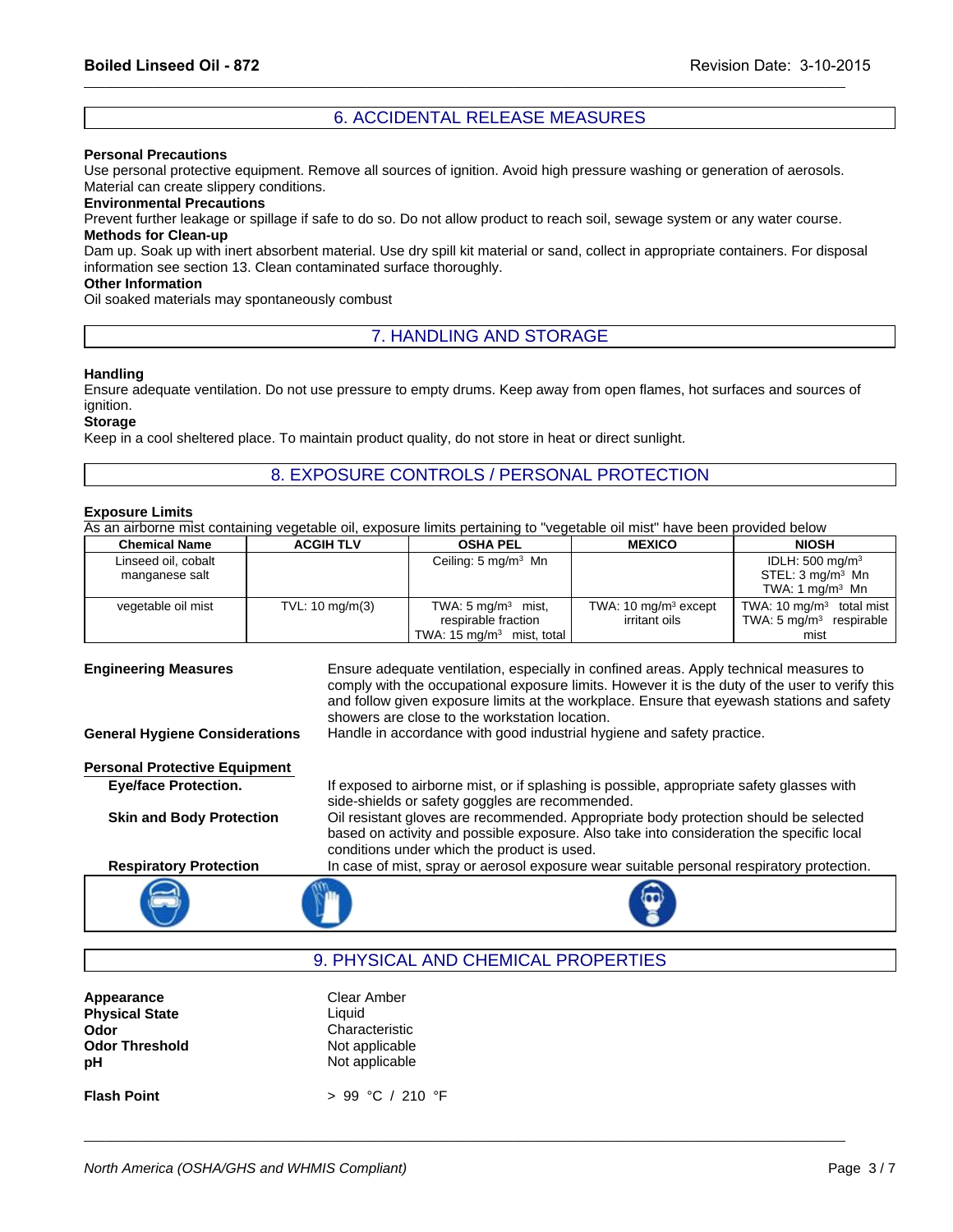## 6. ACCIDENTAL RELEASE MEASURES

**Personal Precautions**

Use personal protective equipment. Remove all sources of ignition. Avoid high pressure washing or generation of aerosols. Material can create slippery conditions.

**Environmental Precautions**

Prevent further leakage or spillage if safe to do so. Do not allow product to reach soil, sewage system or any water course.

**Methods for Clean-up**

Dam up. Soak up with inert absorbent material. Use dry spill kit material or sand, collect in appropriate containers. For disposal information see section 13. Clean contaminated surface thoroughly.

**Other Information**

Oil soaked materials may spontaneously combust

## 7. HANDLING AND STORAGE

**Handling**

Ensure adequate ventilation. Do not use pressure to empty drums. Keep away from open flames, hot surfaces and sources of ignition.

**Storage**

Keep in a cool sheltered place. To maintain product quality, do not store in heat or direct sunlight.

## 8. EXPOSURE CONTROLS / PERSONAL PROTECTION

**Exposure Limits**

As an airborne mist containing vegetable oil, exposure limits pertaining to "vegetable oil mist" have been provided below

| Chemical Name | ACGIH TLV | OSHA PEL | MEXICO | NIOSH |
|---|---|---|---|---|
| Linseed oil, cobalt manganese salt | | Ceiling: 5 mg/m$^3$ Mn | | IDLH: 500 mg/m$^3$<br>STEL: 3 mg/m$^3$ Mn<br>TWA: 1 mg/m$^3$ Mn |
| vegetable oil mist | TVL: 10 mg/m(3) | TWA: 5 mg/m$^3$ mist, respirable fraction<br>TWA: 15 mg/m$^3$ mist, total | TWA: 10 mg/m$^3$ except irritant oils | TWA: 10 mg/m$^3$ total mist<br>TWA: 5 mg/m$^3$ respirable mist |

**Engineering Measures**

Ensure adequate ventilation, especially in confined areas. Apply technical measures to comply with the occupational exposure limits. However it is the duty of the user to verify this and follow given exposure limits at the workplace. Ensure that eyewash stations and safety showers are close to the workstation location.

**General Hygiene Considerations**

Handle in accordance with good industrial hygiene and safety practice.

**Personal Protective Equipment**

**Eye/face Protection.** If exposed to airborne mist, or if splashing is possible, appropriate safety glasses with side-shields or safety goggles are recommended.

**Skin and Body Protection** Oil resistant gloves are recommended. Appropriate body protection should be selected based on activity and possible exposure. Also take into consideration the specific local conditions under which the product is used.

**Respiratory Protection** In case of mist, spray or aerosol exposure wear suitable personal respiratory protection.

## 9. PHYSICAL AND CHEMICAL PROPERTIES

**Appearance** Clear Amber

**Physical State** Liquid

**Odor** Characteristic

**Odor Threshold** Not applicable

**pH** Not applicable

**Flash Point** > 99 °C / 210 °F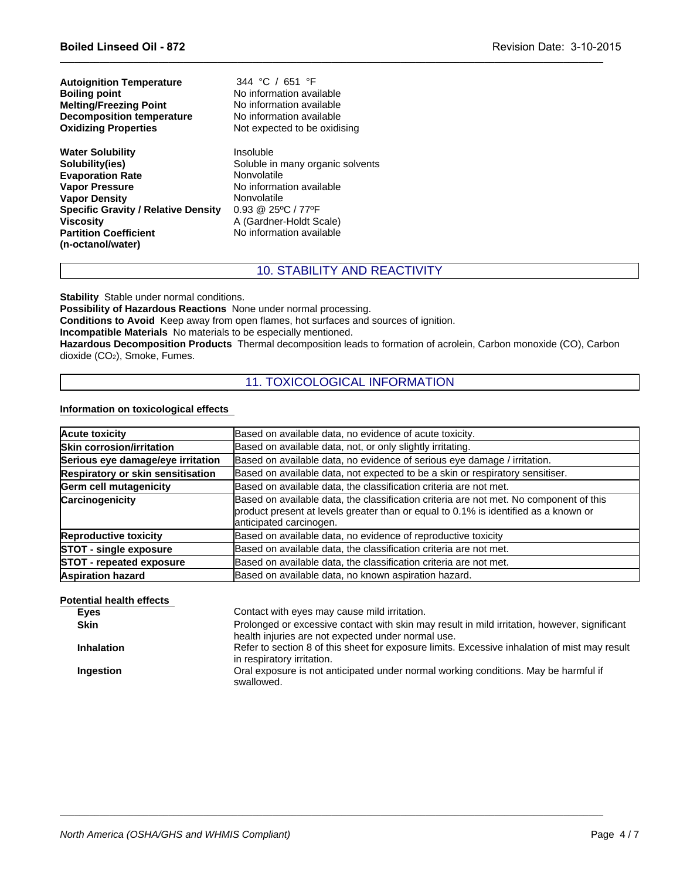| | |
|---|---|
| **Autoignition Temperature** | 344 °C / 651 °F |
| **Boiling point** | No information available |
| **Melting/Freezing Point** | No information available |
| **Decomposition temperature** | No information available |
| **Oxidizing Properties** | Not expected to be oxidising |
| **Water Solubility** | Insoluble |
| **Solubility(ies)** | Soluble in many organic solvents |
| **Evaporation Rate** | Nonvolatile |
| **Vapor Pressure** | No information available |
| **Vapor Density** | Nonvolatile |
| **Specific Gravity / Relative Density** | 0.93 @ 25ºC / 77ºF |
| **Viscosity** | A (Gardner-Holdt Scale) |
| **Partition Coefficient (n-octanol/water)** | No information available |

## 10. STABILITY AND REACTIVITY

**Stability** Stable under normal conditions.

**Possibility of Hazardous Reactions** None under normal processing.

**Conditions to Avoid** Keep away from open flames, hot surfaces and sources of ignition.

**Incompatible Materials** No materials to be especially mentioned.

**Hazardous Decomposition Products** Thermal decomposition leads to formation of acrolein, Carbon monoxide (CO), Carbon dioxide ($CO_2$), Smoke, Fumes.

## 11. TOXICOLOGICAL INFORMATION

**Information on toxicological effects**

| | |
|---|---|
| **Acute toxicity** | Based on available data, no evidence of acute toxicity. |
| **Skin corrosion/irritation** | Based on available data, not, or only slightly irritating. |
| **Serious eye damage/eye irritation** | Based on available data, no evidence of serious eye damage / irritation. |
| **Respiratory or skin sensitisation** | Based on available data, not expected to be a skin or respiratory sensitiser. |
| **Germ cell mutagenicity** | Based on available data, the classification criteria are not met. |
| **Carcinogenicity** | Based on available data, the classification criteria are not met. No component of this product present at levels greater than or equal to 0.1% is identified as a known or anticipated carcinogen. |
| **Reproductive toxicity** | Based on available data, no evidence of reproductive toxicity |
| **STOT - single exposure** | Based on available data, the classification criteria are not met. |
| **STOT - repeated exposure** | Based on available data, the classification criteria are not met. |
| **Aspiration hazard** | Based on available data, no known aspiration hazard. |

**Potential health effects**

| | |
|---|---|
| **Eyes** | Contact with eyes may cause mild irritation. |
| **Skin** | Prolonged or excessive contact with skin may result in mild irritation, however, significant health injuries are not expected under normal use. |
| **Inhalation** | Refer to section 8 of this sheet for exposure limits. Excessive inhalation of mist may result in respiratory irritation. |
| **Ingestion** | Oral exposure is not anticipated under normal working conditions. May be harmful if swallowed. |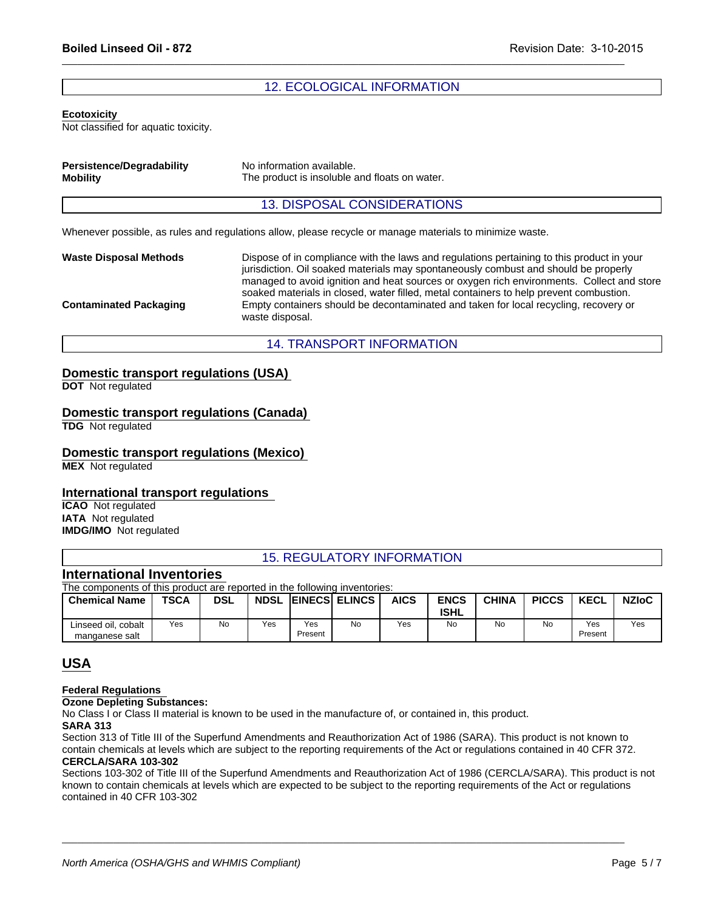## 12. ECOLOGICAL INFORMATION

**Ecotoxicity**
Not classified for aquatic toxicity.

**Persistence/Degradability** No information available.
**Mobility** The product is insoluble and floats on water.

## 13. DISPOSAL CONSIDERATIONS

Whenever possible, as rules and regulations allow, please recycle or manage materials to minimize waste.

**Waste Disposal Methods** Dispose of in compliance with the laws and regulations pertaining to this product in your jurisdiction. Oil soaked materials may spontaneously combust and should be properly managed to avoid ignition and heat sources or oxygen rich environments. Collect and store soaked materials in closed, water filled, metal containers to help prevent combustion.

**Contaminated Packaging** Empty containers should be decontaminated and taken for local recycling, recovery or waste disposal.

## 14. TRANSPORT INFORMATION

### Domestic transport regulations (USA)

**DOT** Not regulated

### Domestic transport regulations (Canada)

**TDG** Not regulated

### Domestic transport regulations (Mexico)

**MEX** Not regulated

### International transport regulations

**ICAO** Not regulated
**IATA** Not regulated
**IMDG/IMO** Not regulated

## 15. REGULATORY INFORMATION

### International Inventories

The components of this product are reported in the following inventories:

| Chemical Name | TSCA | DSL | NDSL | EINECS | ELINCS | AICS | ENCS ISHL | CHINA | PICCS | KECL | NZIoC |
|---|---|---|---|---|---|---|---|---|---|---|---|
| Linseed oil, cobalt manganese salt | Yes | No | Yes | Yes Present | No | Yes | No | No | No | Yes Present | Yes |

## USA

**Federal Regulations**

**Ozone Depleting Substances:**
No Class I or Class II material is known to be used in the manufacture of, or contained in, this product.

**SARA 313**
Section 313 of Title III of the Superfund Amendments and Reauthorization Act of 1986 (SARA). This product is not known to contain chemicals at levels which are subject to the reporting requirements of the Act or regulations contained in 40 CFR 372.

**CERCLA/SARA 103-302**
Sections 103-302 of Title III of the Superfund Amendments and Reauthorization Act of 1986 (CERCLA/SARA). This product is not known to contain chemicals at levels which are expected to be subject to the reporting requirements of the Act or regulations contained in 40 CFR 103-302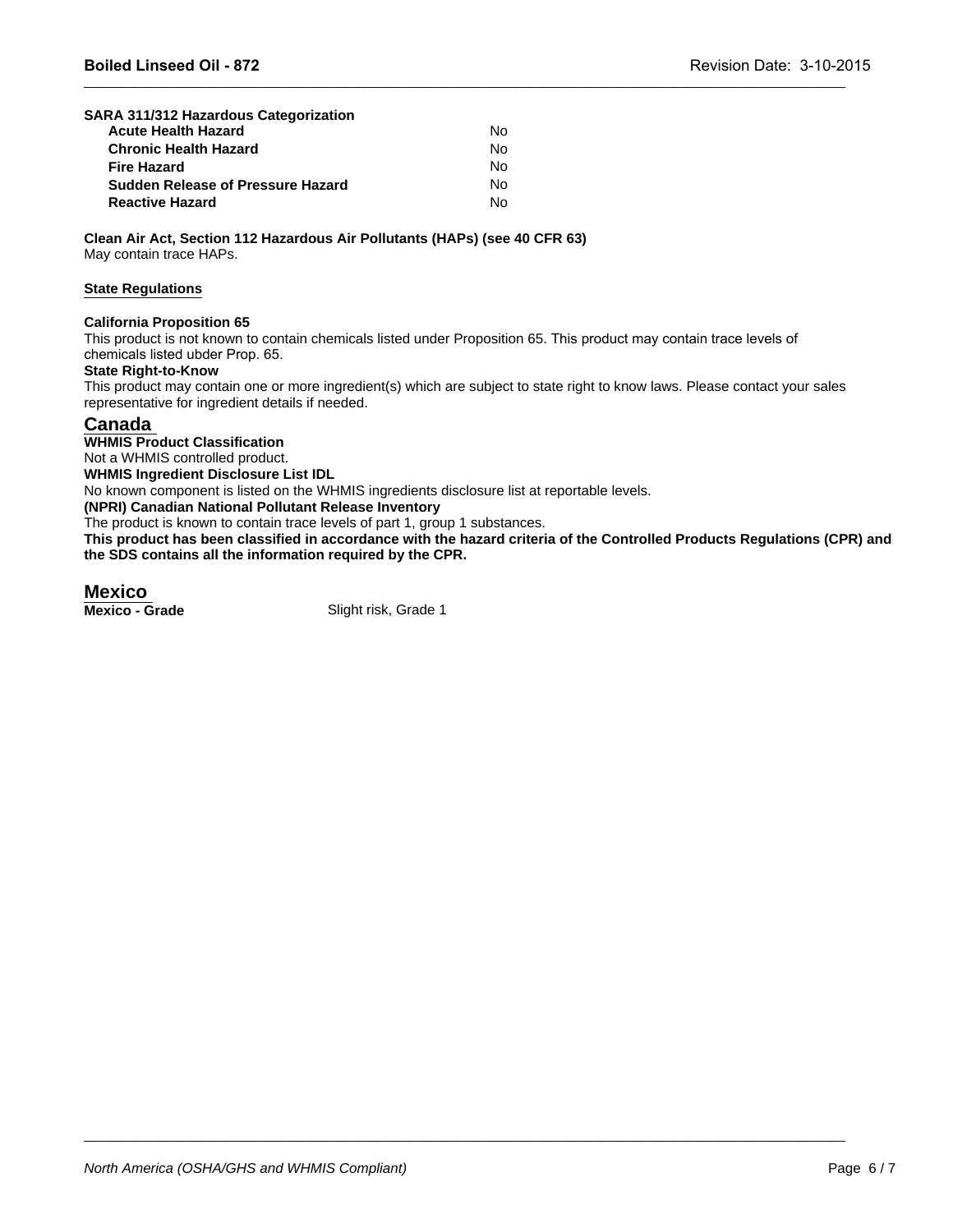**SARA 311/312 Hazardous Categorization**

| | |
|---|---|
| **Acute Health Hazard** | No |
| **Chronic Health Hazard** | No |
| **Fire Hazard** | No |
| **Sudden Release of Pressure Hazard** | No |
| **Reactive Hazard** | No |

**Clean Air Act, Section 112 Hazardous Air Pollutants (HAPs) (see 40 CFR 63)**
May contain trace HAPs.

### State Regulations

**California Proposition 65**
This product is not known to contain chemicals listed under Proposition 65. This product may contain trace levels of chemicals listed ubder Prop. 65.

**State Right-to-Know**
This product may contain one or more ingredient(s) which are subject to state right to know laws. Please contact your sales representative for ingredient details if needed.

## Canada

**WHMIS Product Classification**
Not a WHMIS controlled product.

**WHMIS Ingredient Disclosure List IDL**
No known component is listed on the WHMIS ingredients disclosure list at reportable levels.

**(NPRI) Canadian National Pollutant Release Inventory**
The product is known to contain trace levels of part 1, group 1 substances.

**This product has been classified in accordance with the hazard criteria of the Controlled Products Regulations (CPR) and the SDS contains all the information required by the CPR.**

## Mexico

**Mexico - Grade** Slight risk, Grade 1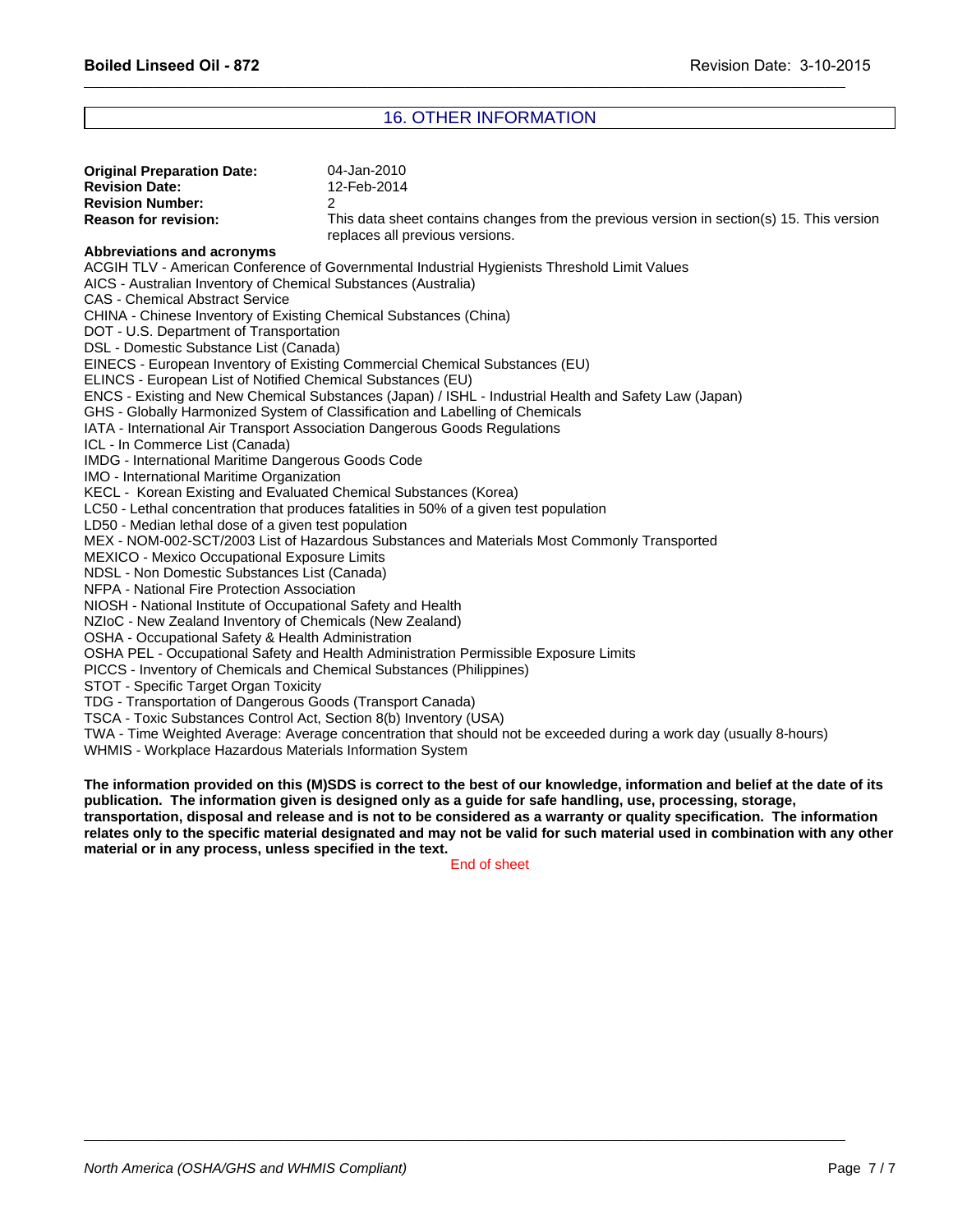## 16. OTHER INFORMATION

**Original Preparation Date:** 04-Jan-2010
**Revision Date:** 12-Feb-2014
**Revision Number:** 2
**Reason for revision:** This data sheet contains changes from the previous version in section(s) 15. This version replaces all previous versions.

**Abbreviations and acronyms**

ACGIH TLV - American Conference of Governmental Industrial Hygienists Threshold Limit Values
AICS - Australian Inventory of Chemical Substances (Australia)
CAS - Chemical Abstract Service
CHINA - Chinese Inventory of Existing Chemical Substances (China)
DOT - U.S. Department of Transportation
DSL - Domestic Substance List (Canada)
EINECS - European Inventory of Existing Commercial Chemical Substances (EU)
ELINCS - European List of Notified Chemical Substances (EU)
ENCS - Existing and New Chemical Substances (Japan) / ISHL - Industrial Health and Safety Law (Japan)
GHS - Globally Harmonized System of Classification and Labelling of Chemicals
IATA - International Air Transport Association Dangerous Goods Regulations
ICL - In Commerce List (Canada)
IMDG - International Maritime Dangerous Goods Code
IMO - International Maritime Organization
KECL - Korean Existing and Evaluated Chemical Substances (Korea)
LC50 - Lethal concentration that produces fatalities in 50% of a given test population
LD50 - Median lethal dose of a given test population
MEX - NOM-002-SCT/2003 List of Hazardous Substances and Materials Most Commonly Transported
MEXICO - Mexico Occupational Exposure Limits
NDSL - Non Domestic Substances List (Canada)
NFPA - National Fire Protection Association
NIOSH - National Institute of Occupational Safety and Health
NZIoC - New Zealand Inventory of Chemicals (New Zealand)
OSHA - Occupational Safety & Health Administration
OSHA PEL - Occupational Safety and Health Administration Permissible Exposure Limits
PICCS - Inventory of Chemicals and Chemical Substances (Philippines)
STOT - Specific Target Organ Toxicity
TDG - Transportation of Dangerous Goods (Transport Canada)
TSCA - Toxic Substances Control Act, Section 8(b) Inventory (USA)
TWA - Time Weighted Average: Average concentration that should not be exceeded during a work day (usually 8-hours)
WHMIS - Workplace Hazardous Materials Information System

**The information provided on this (M)SDS is correct to the best of our knowledge, information and belief at the date of its publication. The information given is designed only as a guide for safe handling, use, processing, storage, transportation, disposal and release and is not to be considered as a warranty or quality specification. The information relates only to the specific material designated and may not be valid for such material used in combination with any other material or in any process, unless specified in the text.**

End of sheet